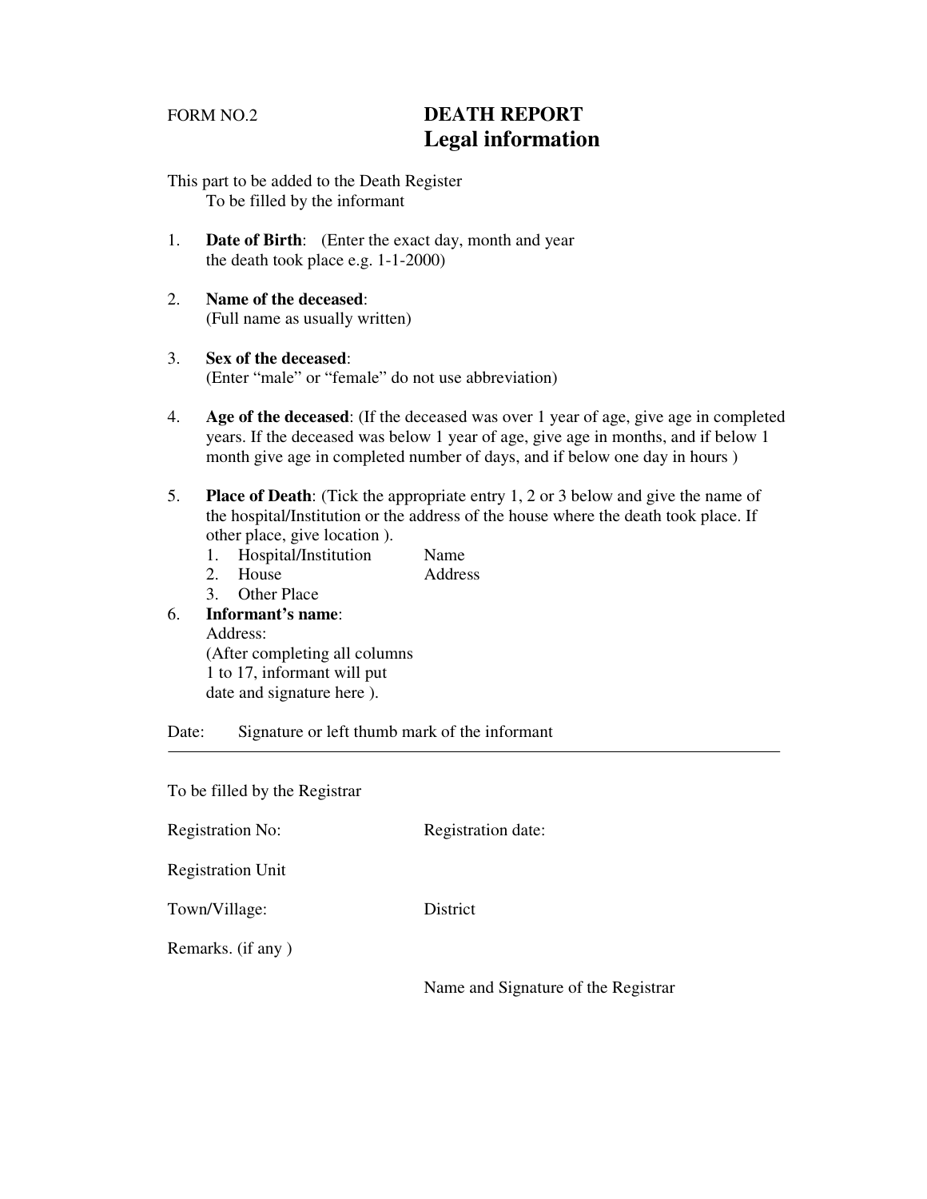FORM NO.2

# DEATH REPORT
## Legal information

This part to be added to the Death Register
To be filled by the informant

1. **Date of Birth**: (Enter the exact day, month and year the death took place e.g. 1-1-2000)

2. **Name of the deceased**:
(Full name as usually written)

3. **Sex of the deceased**:
(Enter "male" or "female" do not use abbreviation)

4. **Age of the deceased**: (If the deceased was over 1 year of age, give age in completed years. If the deceased was below 1 year of age, give age in months, and if below 1 month give age in completed number of days, and if below one day in hours )

5. **Place of Death**: (Tick the appropriate entry 1, 2 or 3 below and give the name of the hospital/Institution or the address of the house where the death took place. If other place, give location ).
   1. Hospital/Institution Name
   2. House Address
   3. Other Place

6. **Informant's name**:
Address:
(After completing all columns 1 to 17, informant will put date and signature here ).

Date: Signature or left thumb mark of the informant

---

To be filled by the Registrar

Registration No: Registration date:

Registration Unit

Town/Village: District

Remarks. (if any )

Name and Signature of the Registrar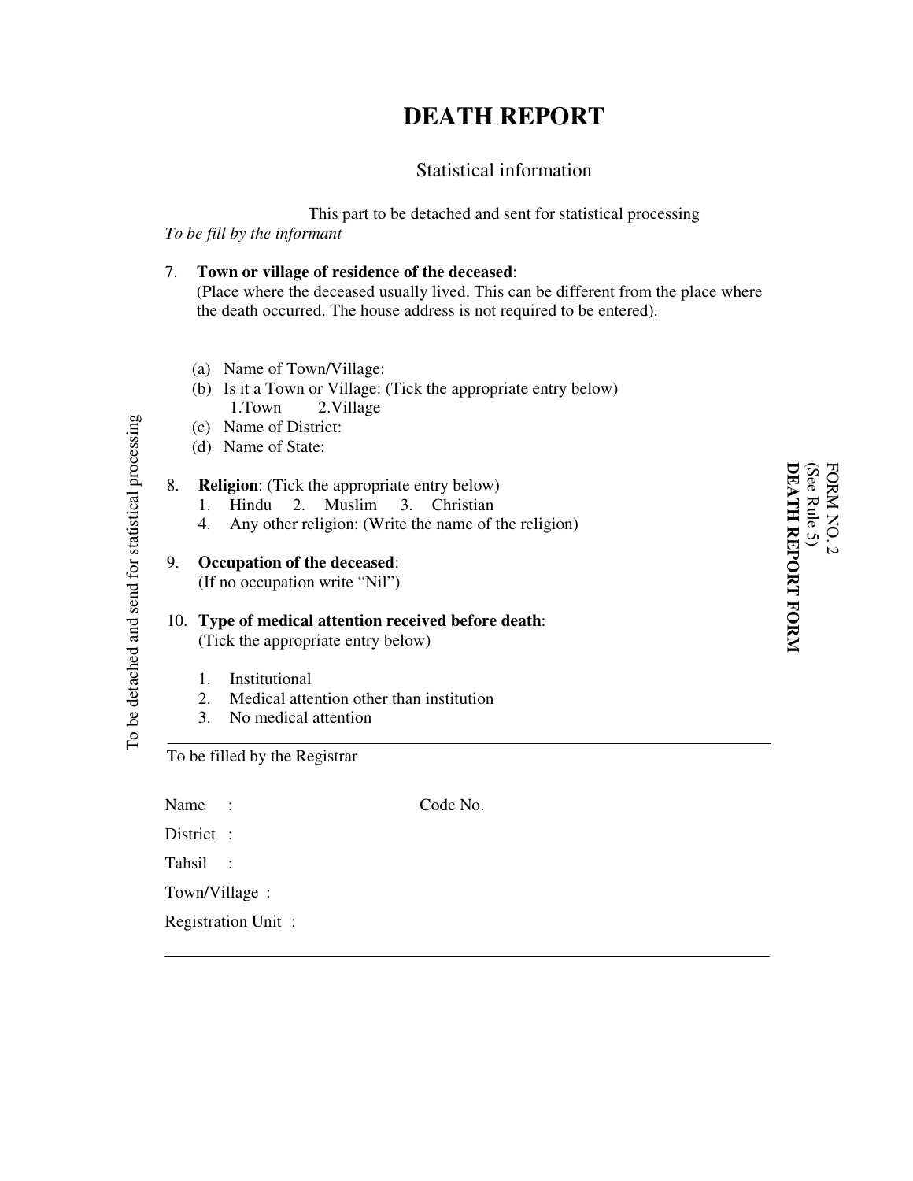# DEATH REPORT

## Statistical information

This part to be detached and sent for statistical processing

*To be fill by the informant*

FORM NO. 2
(See Rule 5)
**DEATH REPORT FORM**

To be detached and send for statistical processing

7. **Town or village of residence of the deceased**:
   (Place where the deceased usually lived. This can be different from the place where the death occurred. The house address is not required to be entered).

   (a) Name of Town/Village:
   (b) Is it a Town or Village: (Tick the appropriate entry below)
       1.Town 2.Village
   (c) Name of District:
   (d) Name of State:

8. **Religion**: (Tick the appropriate entry below)
   1. Hindu 2. Muslim 3. Christian
   4. Any other religion: (Write the name of the religion)

9. **Occupation of the deceased**:
   (If no occupation write "Nil")

10. **Type of medical attention received before death**:
    (Tick the appropriate entry below)

    1. Institutional
    2. Medical attention other than institution
    3. No medical attention

---

To be filled by the Registrar

Name : Code No.

District :

Tahsil :

Town/Village :

Registration Unit :

---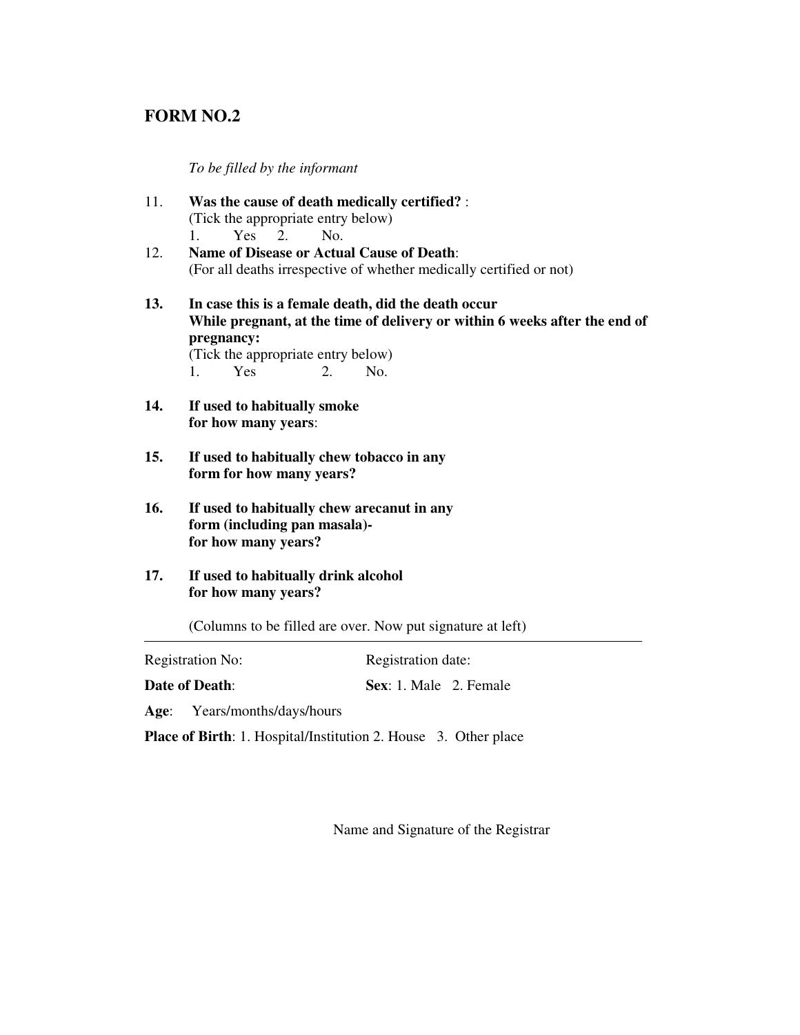# FORM NO.2

*To be filled by the informant*

11. **Was the cause of death medically certified?** :
    (Tick the appropriate entry below)
    1. Yes 2. No.
12. **Name of Disease or Actual Cause of Death**:
    (For all deaths irrespective of whether medically certified or not)

13. **In case this is a female death, did the death occur While pregnant, at the time of delivery or within 6 weeks after the end of pregnancy:**
    (Tick the appropriate entry below)
    1. Yes 2. No.

14. **If used to habitually smoke for how many years**:

15. **If used to habitually chew tobacco in any form for how many years?**

16. **If used to habitually chew arecanut in any form (including pan masala)- for how many years?**

17. **If used to habitually drink alcohol for how many years?**

(Columns to be filled are over. Now put signature at left)

---

Registration No: Registration date:

**Date of Death**: **Sex**: 1. Male 2. Female

**Age**: Years/months/days/hours

**Place of Birth**: 1. Hospital/Institution 2. House 3. Other place

Name and Signature of the Registrar